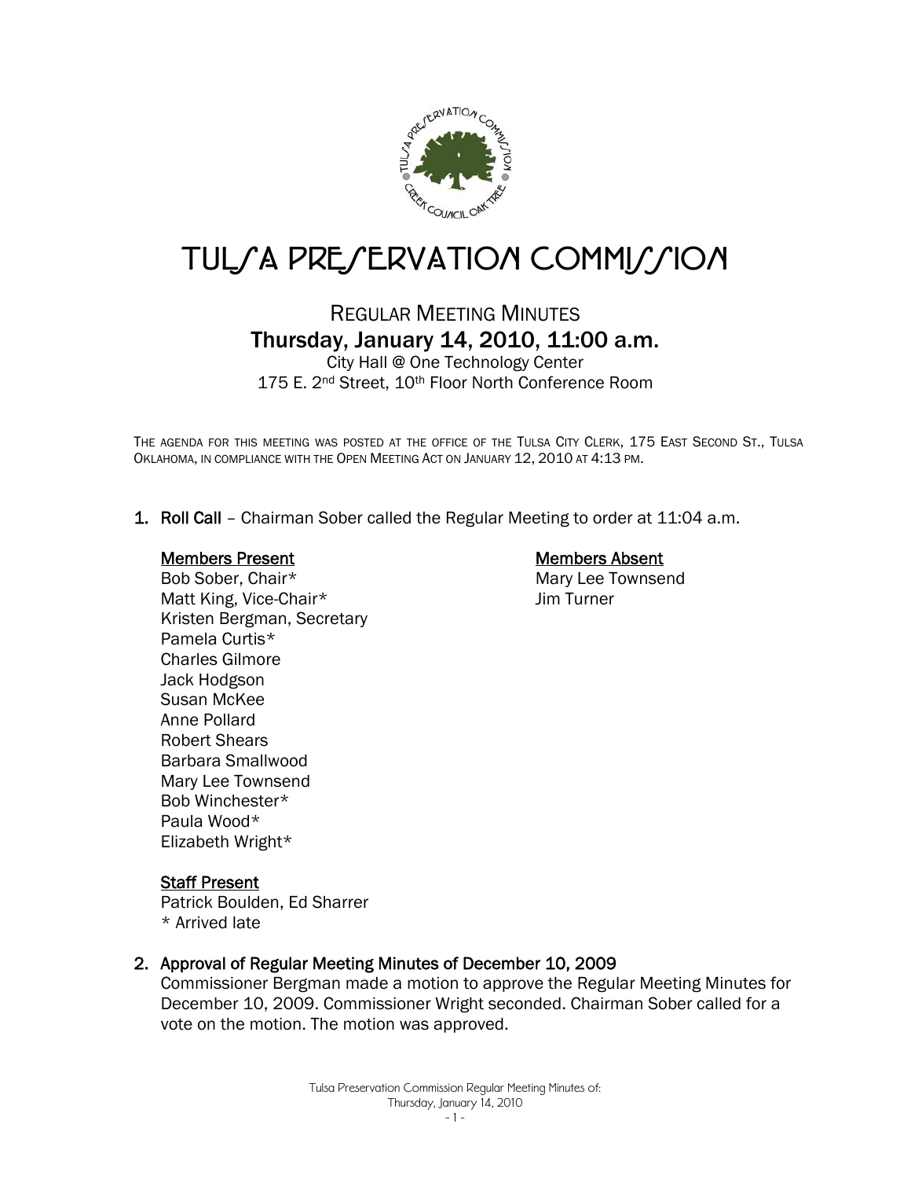# TULSA PRESERVATION COMMISSION

## REGULAR MEETING MINUTES

### Thursday, January 14, 2010, 11:00 a.m.

City Hall @ One Technology Center
175 E. 2nd Street, 10th Floor North Conference Room

THE AGENDA FOR THIS MEETING WAS POSTED AT THE OFFICE OF THE TULSA CITY CLERK, 175 EAST SECOND ST., TULSA OKLAHOMA, IN COMPLIANCE WITH THE OPEN MEETING ACT ON JANUARY 12, 2010 AT 4:13 PM.

1. **Roll Call** – Chairman Sober called the Regular Meeting to order at 11:04 a.m.

   **Members Present**
   Bob Sober, Chair*
   Matt King, Vice-Chair*
   Kristen Bergman, Secretary
   Pamela Curtis*
   Charles Gilmore
   Jack Hodgson
   Susan McKee
   Anne Pollard
   Robert Shears
   Barbara Smallwood
   Mary Lee Townsend
   Bob Winchester*
   Paula Wood*
   Elizabeth Wright*

   **Members Absent**
   Mary Lee Townsend
   Jim Turner

   **Staff Present**
   Patrick Boulden, Ed Sharrer
   * Arrived late

2. **Approval of Regular Meeting Minutes of December 10, 2009**
   Commissioner Bergman made a motion to approve the Regular Meeting Minutes for December 10, 2009. Commissioner Wright seconded. Chairman Sober called for a vote on the motion. The motion was approved.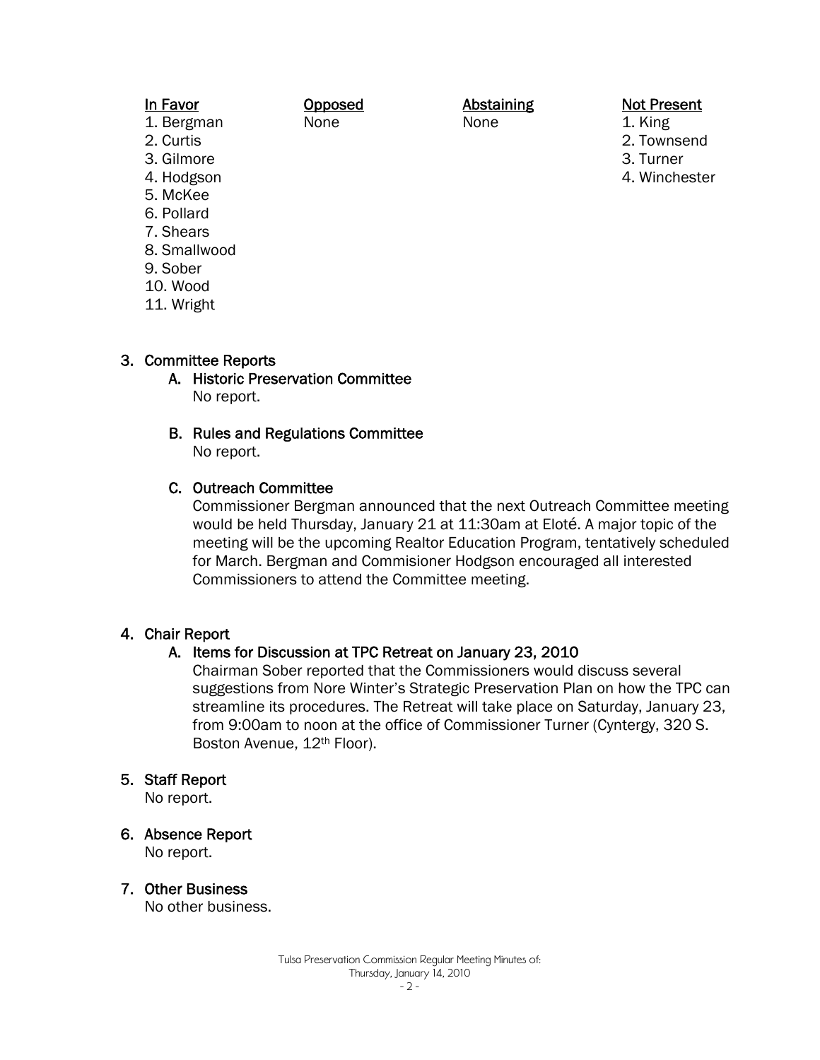| In Favor | Opposed | Abstaining | Not Present |
|---|---|---|---|
| 1. Bergman | None | None | 1. King |
| 2. Curtis | | | 2. Townsend |
| 3. Gilmore | | | 3. Turner |
| 4. Hodgson | | | 4. Winchester |
| 5. McKee | | | |
| 6. Pollard | | | |
| 7. Shears | | | |
| 8. Smallwood | | | |
| 9. Sober | | | |
| 10. Wood | | | |
| 11. Wright | | | |

3. Committee Reports

   A. Historic Preservation Committee
      No report.

   B. Rules and Regulations Committee
      No report.

   C. Outreach Committee
      Commissioner Bergman announced that the next Outreach Committee meeting would be held Thursday, January 21 at 11:30am at Eloté. A major topic of the meeting will be the upcoming Realtor Education Program, tentatively scheduled for March. Bergman and Commisioner Hodgson encouraged all interested Commissioners to attend the Committee meeting.

4. Chair Report

   A. Items for Discussion at TPC Retreat on January 23, 2010
      Chairman Sober reported that the Commissioners would discuss several suggestions from Nore Winter's Strategic Preservation Plan on how the TPC can streamline its procedures. The Retreat will take place on Saturday, January 23, from 9:00am to noon at the office of Commissioner Turner (Cyntergy, 320 S. Boston Avenue, 12th Floor).

5. Staff Report
   No report.

6. Absence Report
   No report.

7. Other Business
   No other business.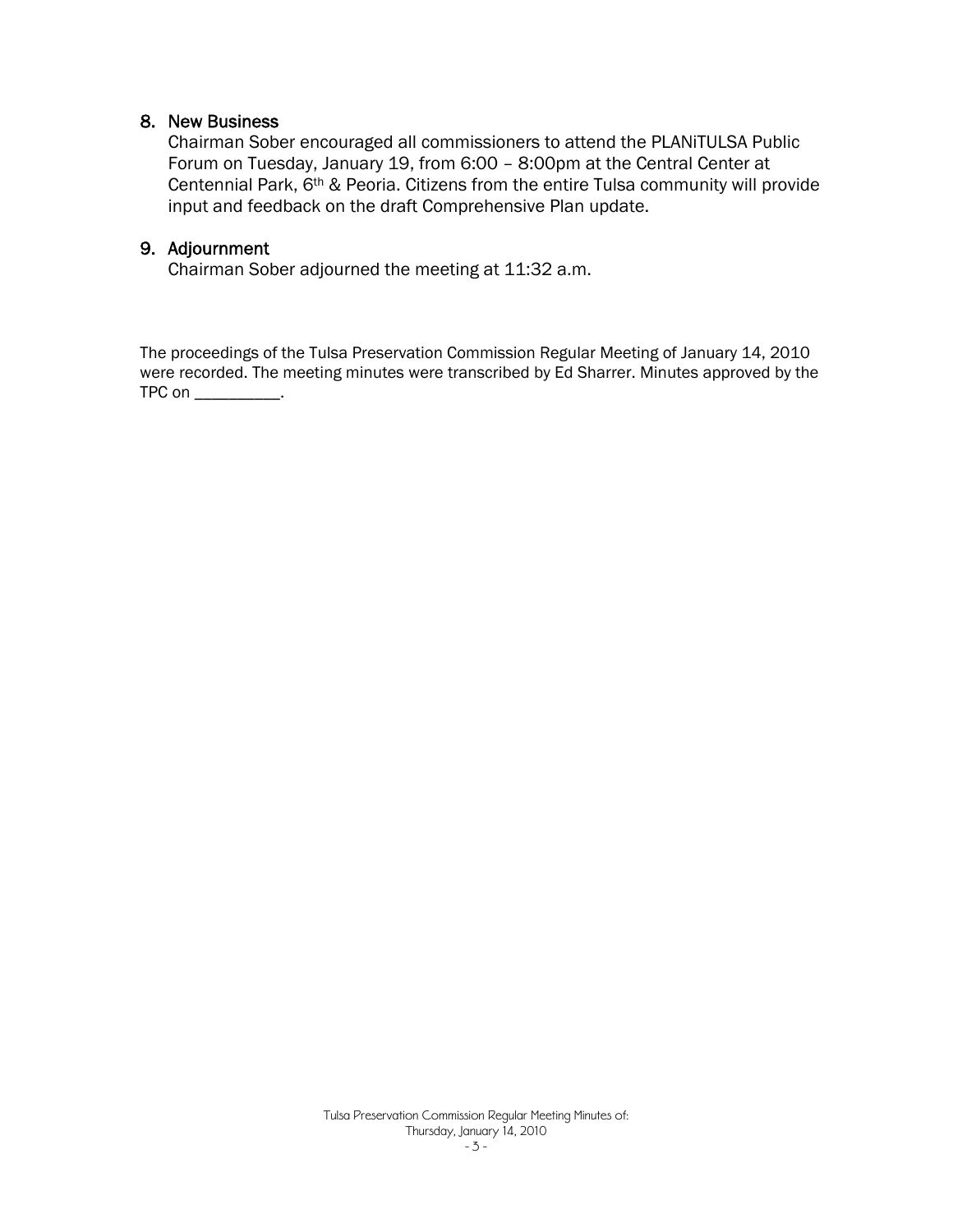## 8. New Business

Chairman Sober encouraged all commissioners to attend the PLANiTULSA Public Forum on Tuesday, January 19, from 6:00 – 8:00pm at the Central Center at Centennial Park, 6th & Peoria. Citizens from the entire Tulsa community will provide input and feedback on the draft Comprehensive Plan update.

## 9. Adjournment

Chairman Sober adjourned the meeting at 11:32 a.m.

The proceedings of the Tulsa Preservation Commission Regular Meeting of January 14, 2010 were recorded. The meeting minutes were transcribed by Ed Sharrer. Minutes approved by the TPC on __________.